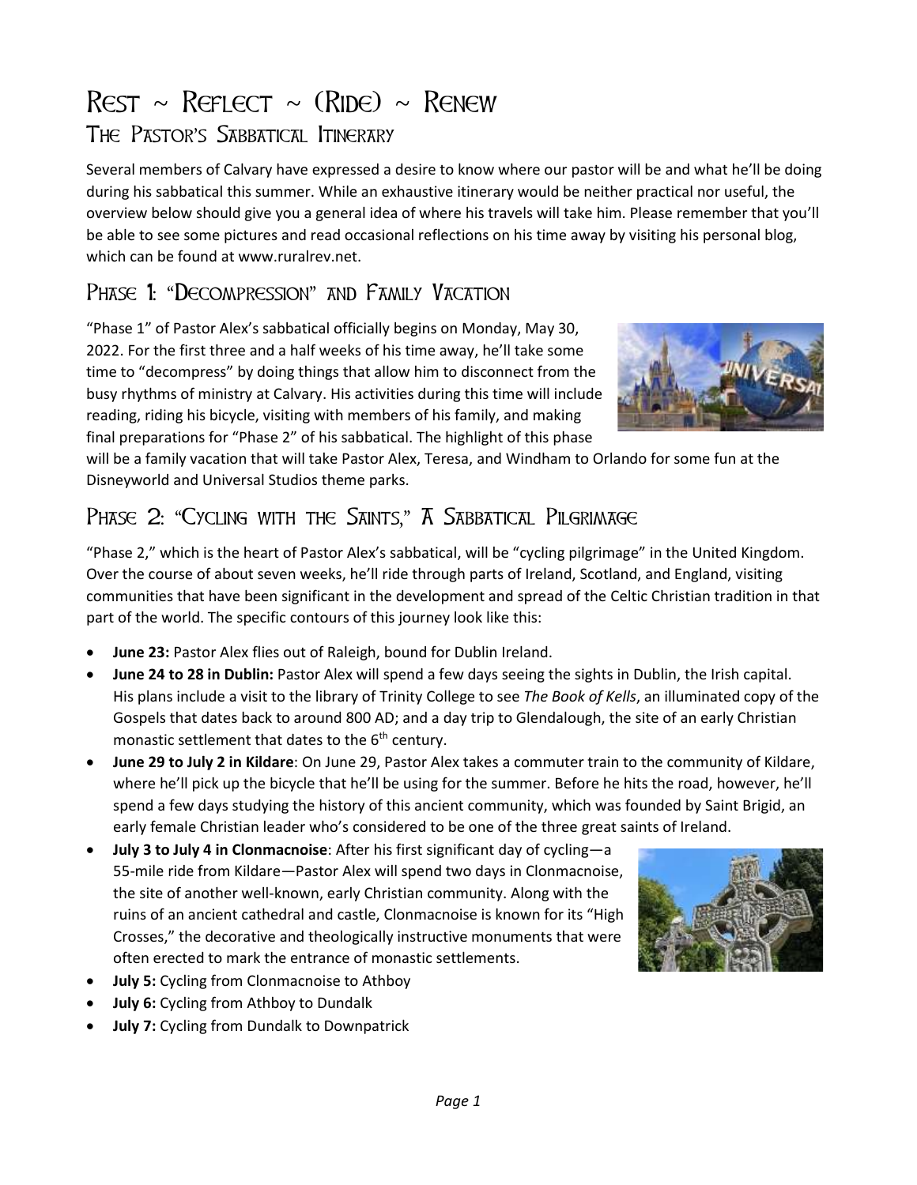# Rest ~ Reflect ~ (Ride) ~ Renew

## The Pastor's Sabbatical Itinerary

Several members of Calvary have expressed a desire to know where our pastor will be and what he'll be doing during his sabbatical this summer. While an exhaustive itinerary would be neither practical nor useful, the overview below should give you a general idea of where his travels will take him. Please remember that you'll be able to see some pictures and read occasional reflections on his time away by visiting his personal blog, which can be found at www.ruralrev.net.

## Phase 1: "Decompression" and Family Vacation

"Phase 1" of Pastor Alex's sabbatical officially begins on Monday, May 30, 2022. For the first three and a half weeks of his time away, he'll take some time to "decompress" by doing things that allow him to disconnect from the busy rhythms of ministry at Calvary. His activities during this time will include reading, riding his bicycle, visiting with members of his family, and making final preparations for "Phase 2" of his sabbatical. The highlight of this phase will be a family vacation that will take Pastor Alex, Teresa, and Windham to Orlando for some fun at the Disneyworld and Universal Studios theme parks.

## Phase 2: "Cycling with the Saints," A Sabbatical Pilgrimage

"Phase 2," which is the heart of Pastor Alex's sabbatical, will be "cycling pilgrimage" in the United Kingdom. Over the course of about seven weeks, he'll ride through parts of Ireland, Scotland, and England, visiting communities that have been significant in the development and spread of the Celtic Christian tradition in that part of the world. The specific contours of this journey look like this:

- **June 23:** Pastor Alex flies out of Raleigh, bound for Dublin Ireland.
- **June 24 to 28 in Dublin:** Pastor Alex will spend a few days seeing the sights in Dublin, the Irish capital. His plans include a visit to the library of Trinity College to see *The Book of Kells*, an illuminated copy of the Gospels that dates back to around 800 AD; and a day trip to Glendalough, the site of an early Christian monastic settlement that dates to the 6th century.
- **June 29 to July 2 in Kildare**: On June 29, Pastor Alex takes a commuter train to the community of Kildare, where he'll pick up the bicycle that he'll be using for the summer. Before he hits the road, however, he'll spend a few days studying the history of this ancient community, which was founded by Saint Brigid, an early female Christian leader who's considered to be one of the three great saints of Ireland.
- **July 3 to July 4 in Clonmacnoise**: After his first significant day of cycling—a 55-mile ride from Kildare—Pastor Alex will spend two days in Clonmacnoise, the site of another well-known, early Christian community. Along with the ruins of an ancient cathedral and castle, Clonmacnoise is known for its "High Crosses," the decorative and theologically instructive monuments that were often erected to mark the entrance of monastic settlements.
- **July 5:** Cycling from Clonmacnoise to Athboy
- **July 6:** Cycling from Athboy to Dundalk
- **July 7:** Cycling from Dundalk to Downpatrick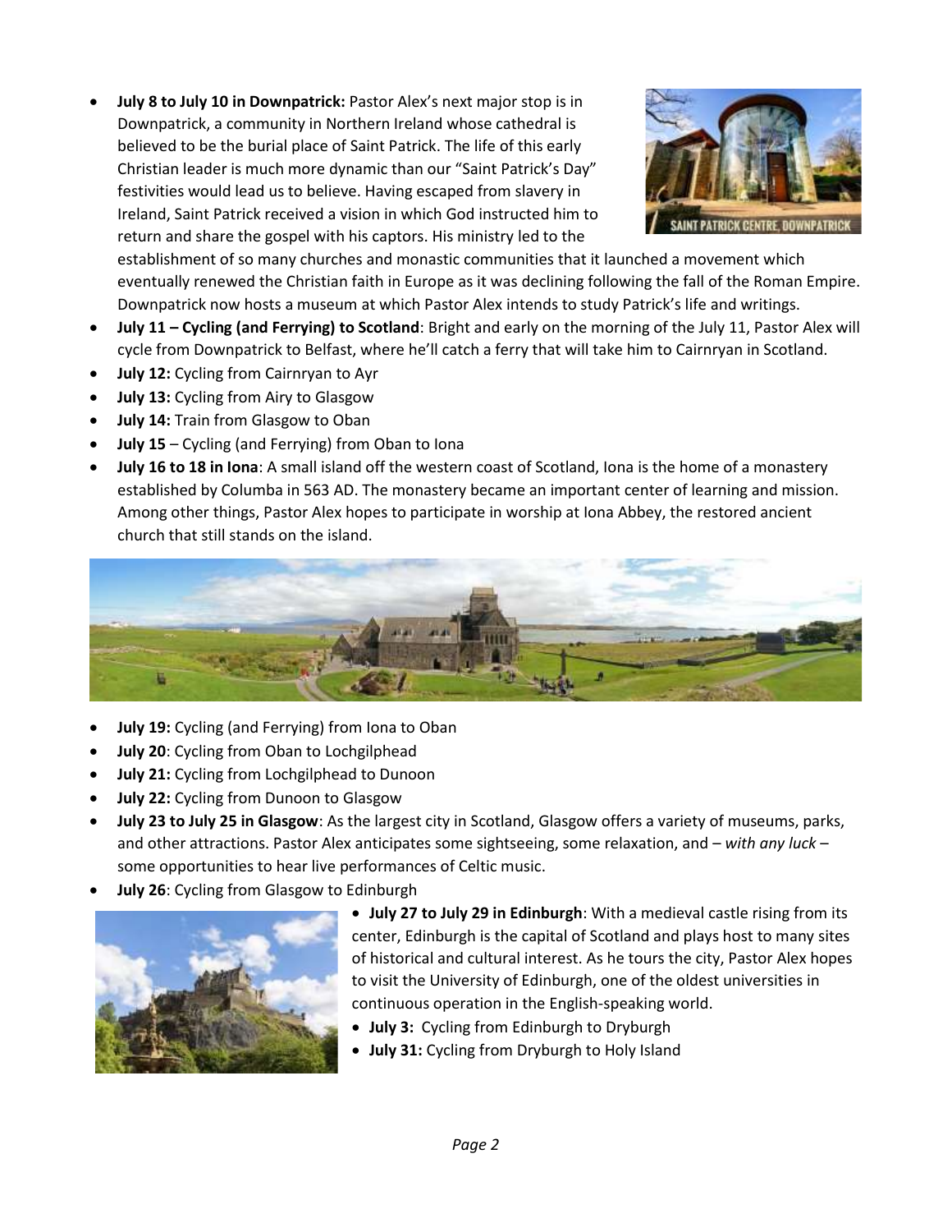- **July 8 to July 10 in Downpatrick:** Pastor Alex's next major stop is in Downpatrick, a community in Northern Ireland whose cathedral is believed to be the burial place of Saint Patrick. The life of this early Christian leader is much more dynamic than our "Saint Patrick's Day" festivities would lead us to believe. Having escaped from slavery in Ireland, Saint Patrick received a vision in which God instructed him to return and share the gospel with his captors. His ministry led to the establishment of so many churches and monastic communities that it launched a movement which eventually renewed the Christian faith in Europe as it was declining following the fall of the Roman Empire. Downpatrick now hosts a museum at which Pastor Alex intends to study Patrick's life and writings.

SAINT PATRICK CENTRE, DOWNPATRICK

- **July 11 – Cycling (and Ferrying) to Scotland**: Bright and early on the morning of the July 11, Pastor Alex will cycle from Downpatrick to Belfast, where he'll catch a ferry that will take him to Cairnryan in Scotland.
- **July 12:** Cycling from Cairnryan to Ayr
- **July 13:** Cycling from Airy to Glasgow
- **July 14:** Train from Glasgow to Oban
- **July 15** – Cycling (and Ferrying) from Oban to Iona
- **July 16 to 18 in Iona**: A small island off the western coast of Scotland, Iona is the home of a monastery established by Columba in 563 AD. The monastery became an important center of learning and mission. Among other things, Pastor Alex hopes to participate in worship at Iona Abbey, the restored ancient church that still stands on the island.
- **July 19:** Cycling (and Ferrying) from Iona to Oban
- **July 20**: Cycling from Oban to Lochgilphead
- **July 21:** Cycling from Lochgilphead to Dunoon
- **July 22:** Cycling from Dunoon to Glasgow
- **July 23 to July 25 in Glasgow**: As the largest city in Scotland, Glasgow offers a variety of museums, parks, and other attractions. Pastor Alex anticipates some sightseeing, some relaxation, and – *with any luck* – some opportunities to hear live performances of Celtic music.
- **July 26**: Cycling from Glasgow to Edinburgh
- **July 27 to July 29 in Edinburgh**: With a medieval castle rising from its center, Edinburgh is the capital of Scotland and plays host to many sites of historical and cultural interest. As he tours the city, Pastor Alex hopes to visit the University of Edinburgh, one of the oldest universities in continuous operation in the English-speaking world.
- **July 3:** Cycling from Edinburgh to Dryburgh
- **July 31:** Cycling from Dryburgh to Holy Island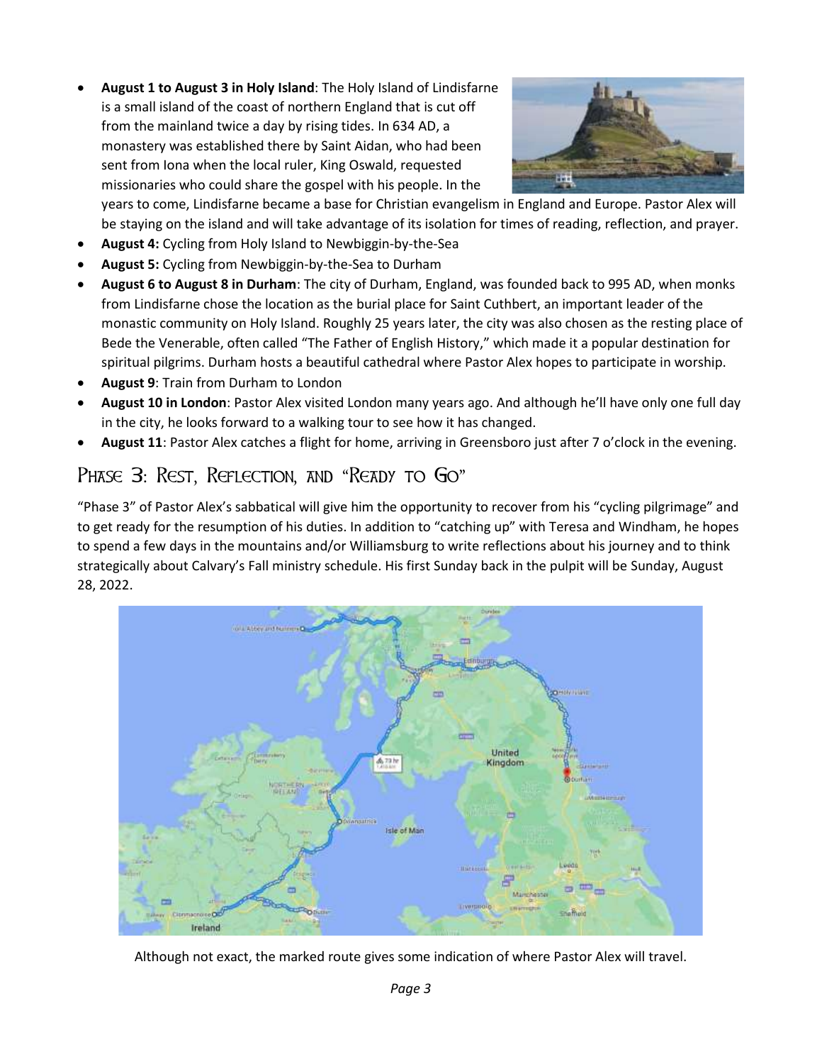- **August 1 to August 3 in Holy Island**: The Holy Island of Lindisfarne is a small island of the coast of northern England that is cut off from the mainland twice a day by rising tides. In 634 AD, a monastery was established there by Saint Aidan, who had been sent from Iona when the local ruler, King Oswald, requested missionaries who could share the gospel with his people. In the years to come, Lindisfarne became a base for Christian evangelism in England and Europe. Pastor Alex will be staying on the island and will take advantage of its isolation for times of reading, reflection, and prayer.
- **August 4:** Cycling from Holy Island to Newbiggin-by-the-Sea
- **August 5:** Cycling from Newbiggin-by-the-Sea to Durham
- **August 6 to August 8 in Durham**: The city of Durham, England, was founded back to 995 AD, when monks from Lindisfarne chose the location as the burial place for Saint Cuthbert, an important leader of the monastic community on Holy Island. Roughly 25 years later, the city was also chosen as the resting place of Bede the Venerable, often called "The Father of English History," which made it a popular destination for spiritual pilgrims. Durham hosts a beautiful cathedral where Pastor Alex hopes to participate in worship.
- **August 9**: Train from Durham to London
- **August 10 in London**: Pastor Alex visited London many years ago. And although he'll have only one full day in the city, he looks forward to a walking tour to see how it has changed.
- **August 11**: Pastor Alex catches a flight for home, arriving in Greensboro just after 7 o'clock in the evening.

## Phase 3: Rest, Reflection, and "Ready to Go"

"Phase 3" of Pastor Alex's sabbatical will give him the opportunity to recover from his "cycling pilgrimage" and to get ready for the resumption of his duties. In addition to "catching up" with Teresa and Windham, he hopes to spend a few days in the mountains and/or Williamsburg to write reflections about his journey and to think strategically about Calvary's Fall ministry schedule. His first Sunday back in the pulpit will be Sunday, August 28, 2022.

Although not exact, the marked route gives some indication of where Pastor Alex will travel.